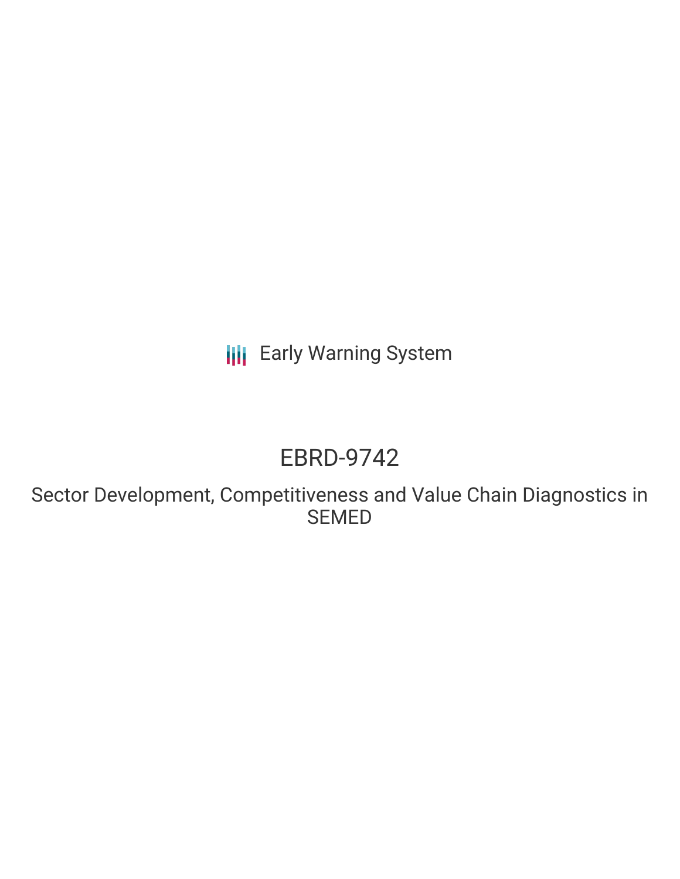Early Warning System

# EBRD-9742

## Sector Development, Competitiveness and Value Chain Diagnostics in SEMED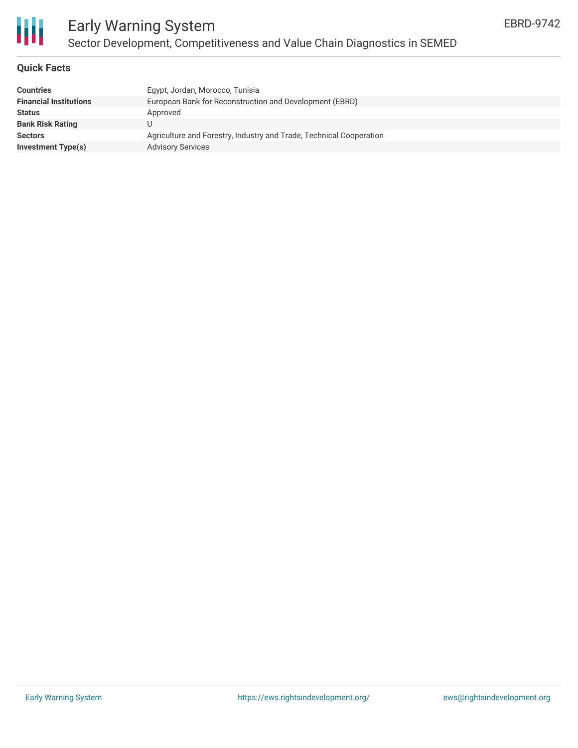# Early Warning System

## Sector Development, Competitiveness and Value Chain Diagnostics in SEMED

EBRD-9742

### Quick Facts

| | |
|---|---|
| **Countries** | Egypt, Jordan, Morocco, Tunisia |
| **Financial Institutions** | European Bank for Reconstruction and Development (EBRD) |
| **Status** | Approved |
| **Bank Risk Rating** | U |
| **Sectors** | Agriculture and Forestry, Industry and Trade, Technical Cooperation |
| **Investment Type(s)** | Advisory Services |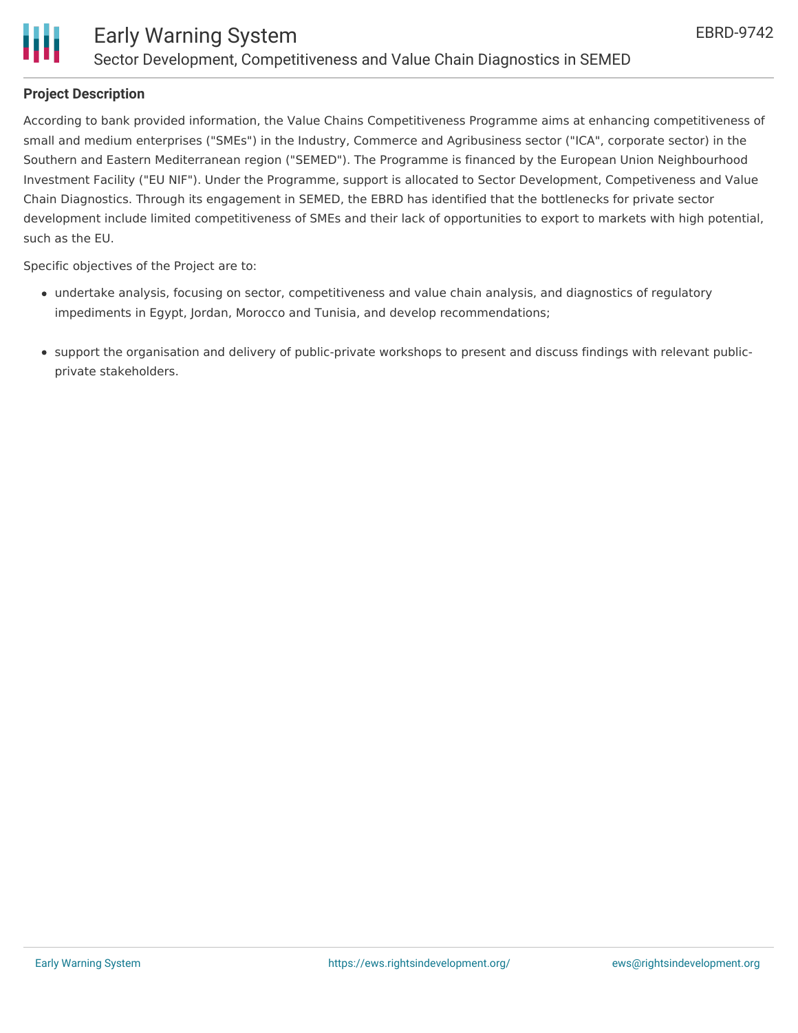## Project Description

According to bank provided information, the Value Chains Competitiveness Programme aims at enhancing competitiveness of small and medium enterprises ("SMEs") in the Industry, Commerce and Agribusiness sector ("ICA", corporate sector) in the Southern and Eastern Mediterranean region ("SEMED"). The Programme is financed by the European Union Neighbourhood Investment Facility ("EU NIF"). Under the Programme, support is allocated to Sector Development, Competiveness and Value Chain Diagnostics. Through its engagement in SEMED, the EBRD has identified that the bottlenecks for private sector development include limited competitiveness of SMEs and their lack of opportunities to export to markets with high potential, such as the EU.

Specific objectives of the Project are to:

- undertake analysis, focusing on sector, competitiveness and value chain analysis, and diagnostics of regulatory impediments in Egypt, Jordan, Morocco and Tunisia, and develop recommendations;
- support the organisation and delivery of public-private workshops to present and discuss findings with relevant public-private stakeholders.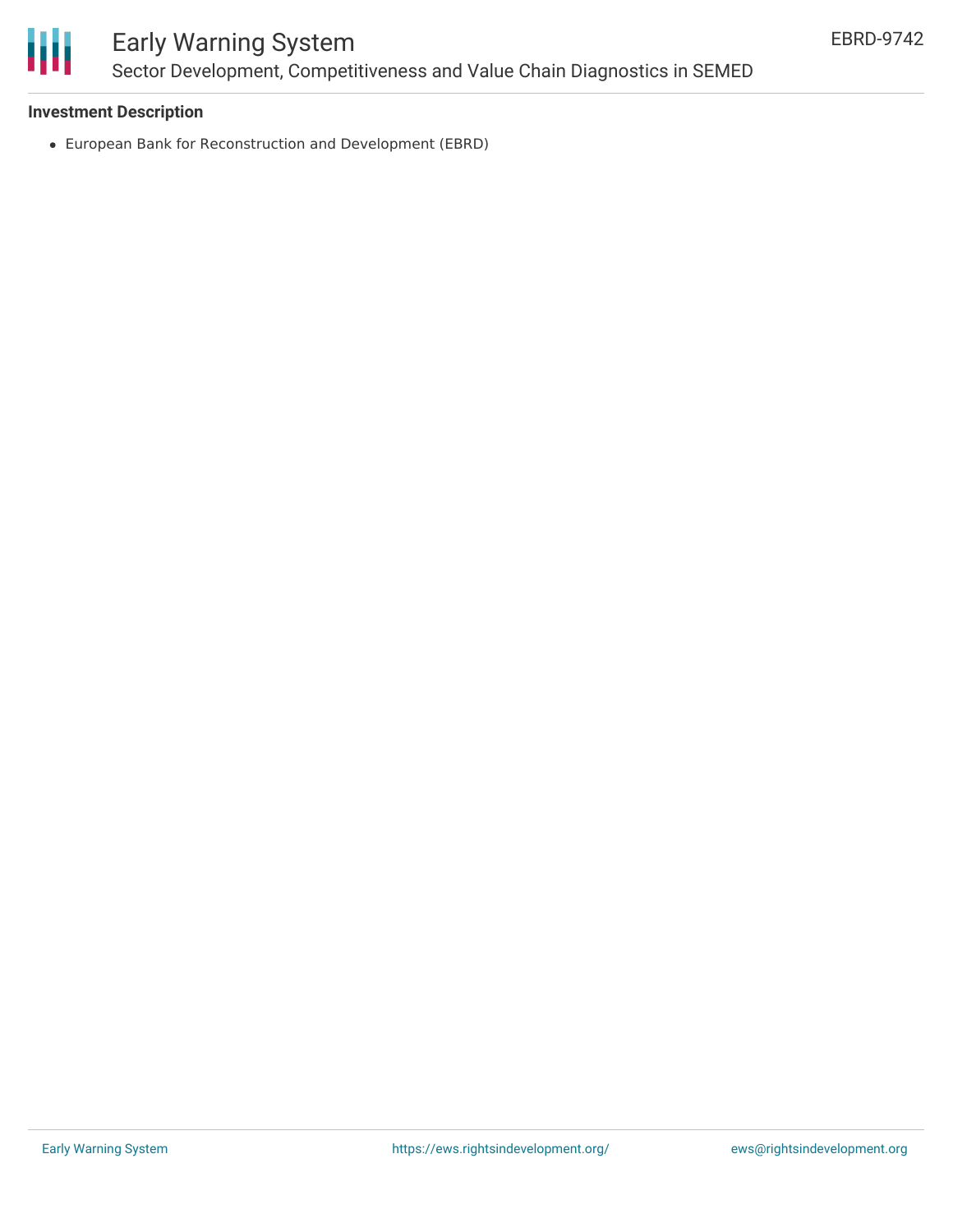**Investment Description**

- European Bank for Reconstruction and Development (EBRD)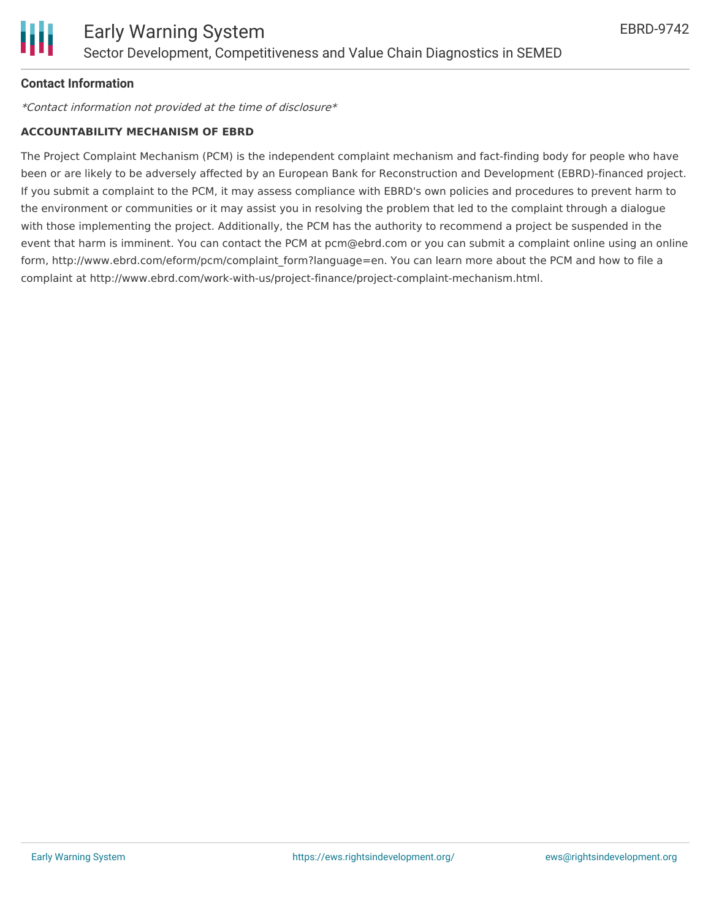**Contact Information**

*\*Contact information not provided at the time of disclosure\**

**ACCOUNTABILITY MECHANISM OF EBRD**

The Project Complaint Mechanism (PCM) is the independent complaint mechanism and fact-finding body for people who have been or are likely to be adversely affected by an European Bank for Reconstruction and Development (EBRD)-financed project. If you submit a complaint to the PCM, it may assess compliance with EBRD's own policies and procedures to prevent harm to the environment or communities or it may assist you in resolving the problem that led to the complaint through a dialogue with those implementing the project. Additionally, the PCM has the authority to recommend a project be suspended in the event that harm is imminent. You can contact the PCM at pcm@ebrd.com or you can submit a complaint online using an online form, http://www.ebrd.com/eform/pcm/complaint_form?language=en. You can learn more about the PCM and how to file a complaint at http://www.ebrd.com/work-with-us/project-finance/project-complaint-mechanism.html.